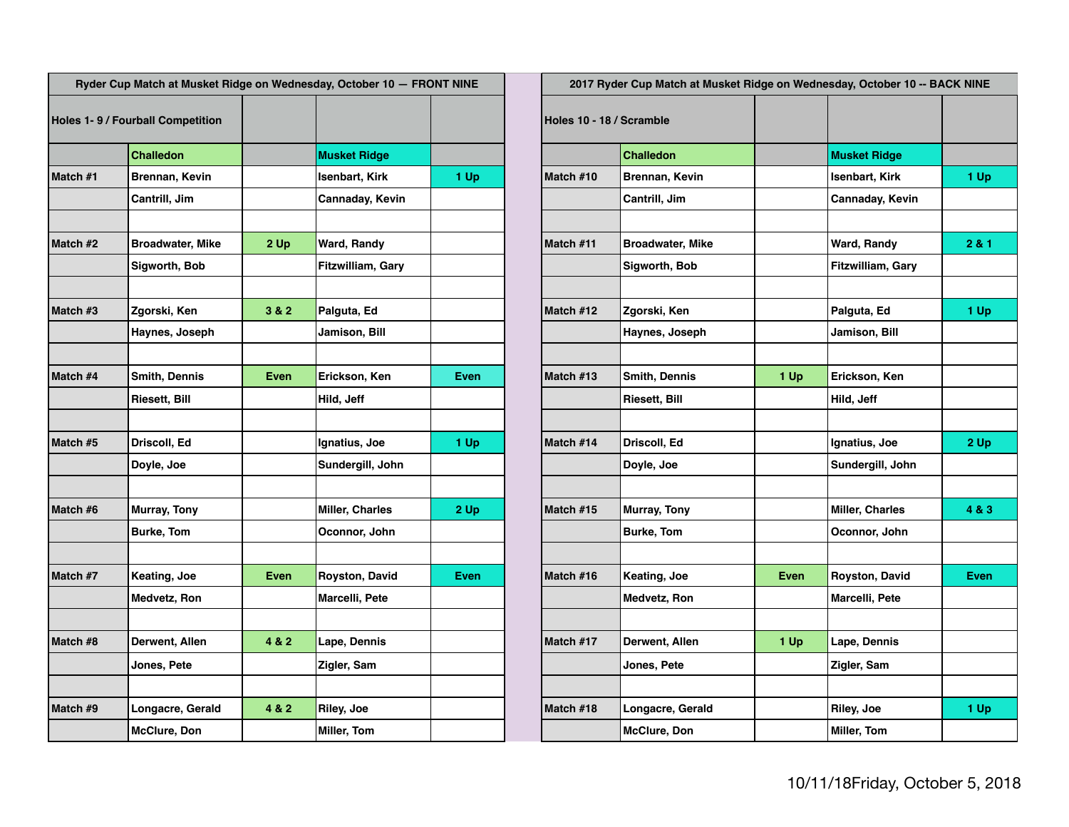| Ryder Cup Match at Musket Ridge on Wednesday, October 10 — FRONT NINE | | | | |
|---|---|---|---|---|
| Holes 1- 9 / Fourball Competition | | | | |
| | Challedon | | Musket Ridge | |
| Match #1 | Brennan, Kevin | | Isenbart, Kirk | 1 Up |
| | Cantrill, Jim | | Cannaday, Kevin | |
| | | | | |
| Match #2 | Broadwater, Mike | 2 Up | Ward, Randy | |
| | Sigworth, Bob | | Fitzwilliam, Gary | |
| | | | | |
| Match #3 | Zgorski, Ken | 3 & 2 | Palguta, Ed | |
| | Haynes, Joseph | | Jamison, Bill | |
| | | | | |
| Match #4 | Smith, Dennis | Even | Erickson, Ken | Even |
| | Riesett, Bill | | Hild, Jeff | |
| | | | | |
| Match #5 | Driscoll, Ed | | Ignatius, Joe | 1 Up |
| | Doyle, Joe | | Sundergill, John | |
| | | | | |
| Match #6 | Murray, Tony | | Miller, Charles | 2 Up |
| | Burke, Tom | | Oconnor, John | |
| | | | | |
| Match #7 | Keating, Joe | Even | Royston, David | Even |
| | Medvetz, Ron | | Marcelli, Pete | |
| | | | | |
| Match #8 | Derwent, Allen | 4 & 2 | Lape, Dennis | |
| | Jones, Pete | | Zigler, Sam | |
| | | | | |
| Match #9 | Longacre, Gerald | 4 & 2 | Riley, Joe | |
| | McClure, Don | | Miller, Tom | |

| 2017 Ryder Cup Match at Musket Ridge on Wednesday, October 10 -- BACK NINE | | | | |
|---|---|---|---|---|
| Holes 10 - 18 / Scramble | | | | |
| | Challedon | | Musket Ridge | |
| Match #10 | Brennan, Kevin | | Isenbart, Kirk | 1 Up |
| | Cantrill, Jim | | Cannaday, Kevin | |
| | | | | |
| Match #11 | Broadwater, Mike | | Ward, Randy | 2 & 1 |
| | Sigworth, Bob | | Fitzwilliam, Gary | |
| | | | | |
| Match #12 | Zgorski, Ken | | Palguta, Ed | 1 Up |
| | Haynes, Joseph | | Jamison, Bill | |
| | | | | |
| Match #13 | Smith, Dennis | 1 Up | Erickson, Ken | |
| | Riesett, Bill | | Hild, Jeff | |
| | | | | |
| Match #14 | Driscoll, Ed | | Ignatius, Joe | 2 Up |
| | Doyle, Joe | | Sundergill, John | |
| | | | | |
| Match #15 | Murray, Tony | | Miller, Charles | 4 & 3 |
| | Burke, Tom | | Oconnor, John | |
| | | | | |
| Match #16 | Keating, Joe | Even | Royston, David | Even |
| | Medvetz, Ron | | Marcelli, Pete | |
| | | | | |
| Match #17 | Derwent, Allen | 1 Up | Lape, Dennis | |
| | Jones, Pete | | Zigler, Sam | |
| | | | | |
| Match #18 | Longacre, Gerald | | Riley, Joe | 1 Up |
| | McClure, Don | | Miller, Tom | |

10/11/18Friday, October 5, 2018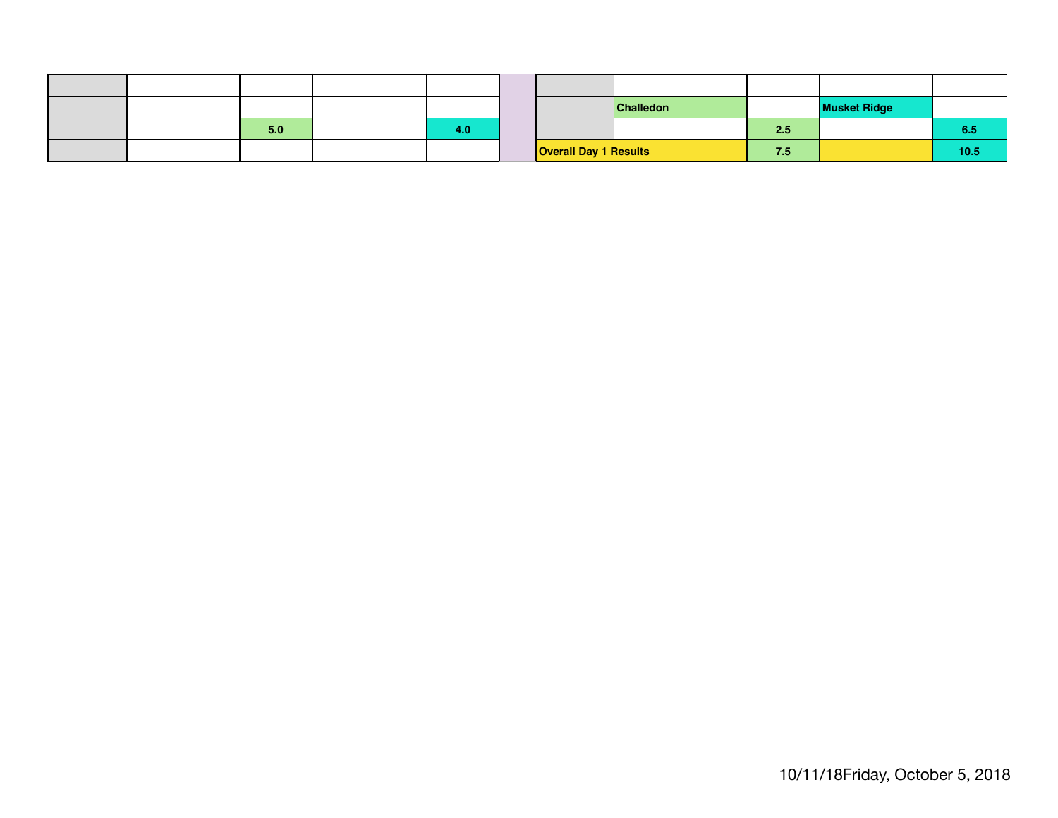| | | | | | | | | | | |
|---|---|---|---|---|---|---|---|---|---|---|
| | | | | | | | | | | |
| | | | | | | | Challedon | | Musket Ridge | |
| | | 5.0 | | 4.0 | | | | 2.5 | | 6.5 |
| | | | | | | Overall Day 1 Results | | 7.5 | | 10.5 |